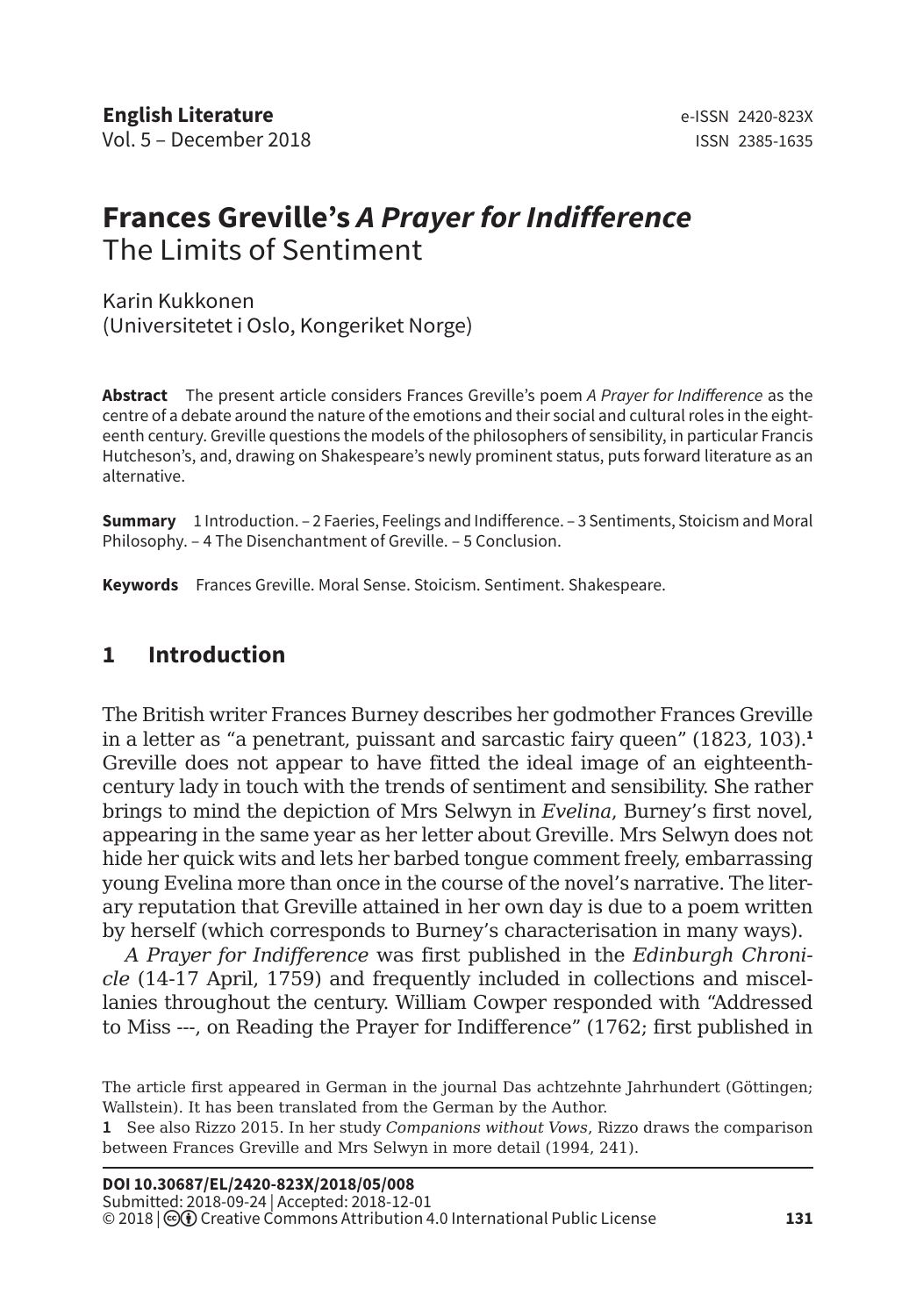# Frances Greville's *A Prayer for Indifference*
## The Limits of Sentiment

Karin Kukkonen
(Universitetet i Oslo, Kongeriket Norge)

**Abstract** The present article considers Frances Greville's poem *A Prayer for Indifference* as the centre of a debate around the nature of the emotions and their social and cultural roles in the eighteenth century. Greville questions the models of the philosophers of sensibility, in particular Francis Hutcheson's, and, drawing on Shakespeare's newly prominent status, puts forward literature as an alternative.

**Summary** 1 Introduction. – 2 Faeries, Feelings and Indifference. – 3 Sentiments, Stoicism and Moral Philosophy. – 4 The Disenchantment of Greville. – 5 Conclusion.

**Keywords** Frances Greville. Moral Sense. Stoicism. Sentiment. Shakespeare.

## 1 Introduction

The British writer Frances Burney describes her godmother Frances Greville in a letter as "a penetrant, puissant and sarcastic fairy queen" (1823, 103).[1] Greville does not appear to have fitted the ideal image of an eighteenth-century lady in touch with the trends of sentiment and sensibility. She rather brings to mind the depiction of Mrs Selwyn in *Evelina*, Burney's first novel, appearing in the same year as her letter about Greville. Mrs Selwyn does not hide her quick wits and lets her barbed tongue comment freely, embarrassing young Evelina more than once in the course of the novel's narrative. The literary reputation that Greville attained in her own day is due to a poem written by herself (which corresponds to Burney's characterisation in many ways).

*A Prayer for Indifference* was first published in the *Edinburgh Chronicle* (14-17 April, 1759) and frequently included in collections and miscellanies throughout the century. William Cowper responded with "Addressed to Miss ---, on Reading the Prayer for Indifference" (1762; first published in

The article first appeared in German in the journal Das achtzehnte Jahrhundert (Göttingen; Wallstein). It has been translated from the German by the Author.

1 See also Rizzo 2015. In her study *Companions without Vows*, Rizzo draws the comparison between Frances Greville and Mrs Selwyn in more detail (1994, 241).

**DOI 10.30687/EL/2420-823X/2018/05/008**
Submitted: 2018-09-24 | Accepted: 2018-12-01
© 2018 | Creative Commons Attribution 4.0 International Public License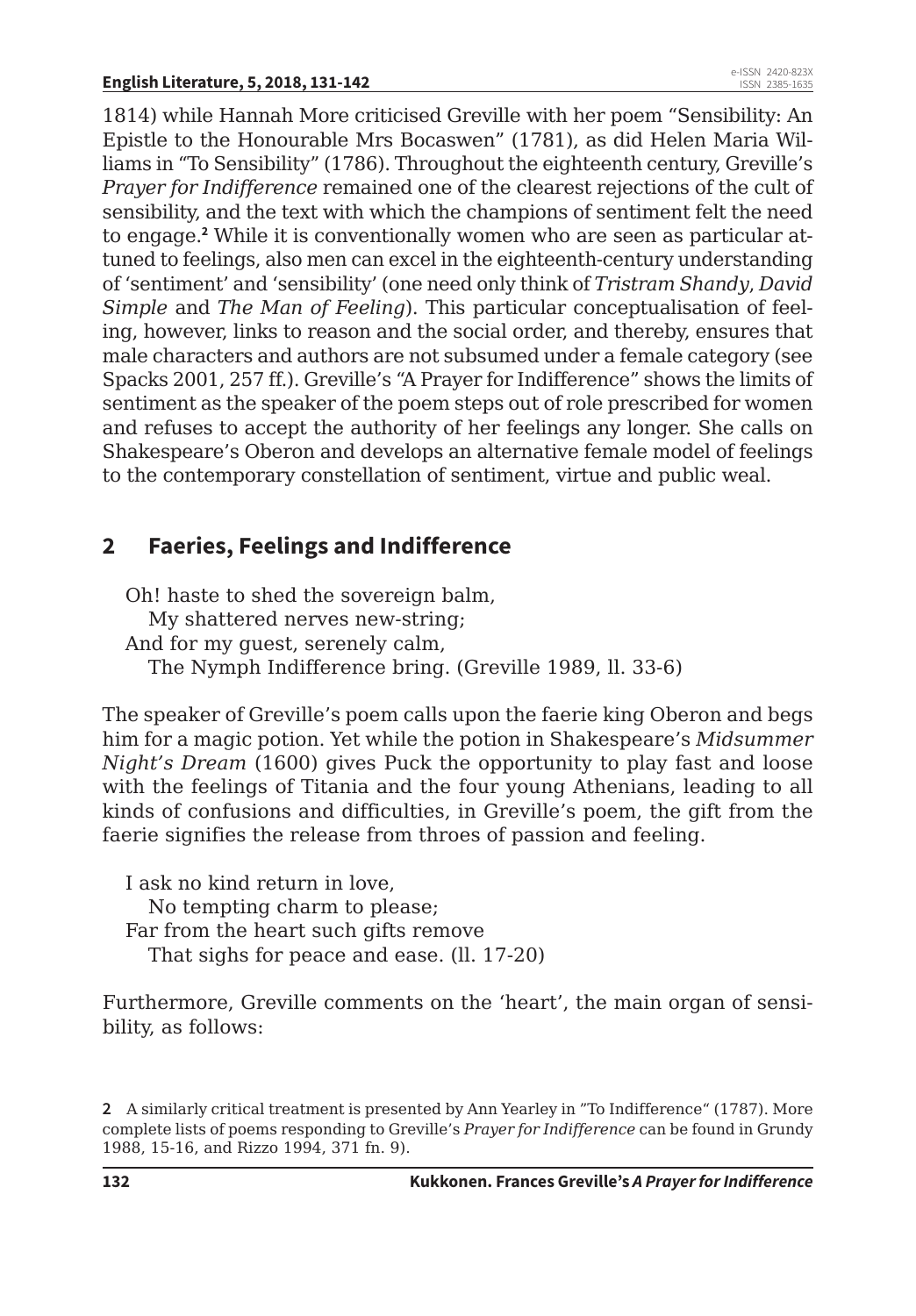1814) while Hannah More criticised Greville with her poem "Sensibility: An Epistle to the Honourable Mrs Bocaswen" (1781), as did Helen Maria Williams in "To Sensibility" (1786). Throughout the eighteenth century, Greville's *Prayer for Indifference* remained one of the clearest rejections of the cult of sensibility, and the text with which the champions of sentiment felt the need to engage.[2] While it is conventionally women who are seen as particular attuned to feelings, also men can excel in the eighteenth-century understanding of 'sentiment' and 'sensibility' (one need only think of *Tristram Shandy*, *David Simple* and *The Man of Feeling*). This particular conceptualisation of feeling, however, links to reason and the social order, and thereby, ensures that male characters and authors are not subsumed under a female category (see Spacks 2001, 257 ff.). Greville's "A Prayer for Indifference" shows the limits of sentiment as the speaker of the poem steps out of role prescribed for women and refuses to accept the authority of her feelings any longer. She calls on Shakespeare's Oberon and develops an alternative female model of feelings to the contemporary constellation of sentiment, virtue and public weal.

## 2 Faeries, Feelings and Indifference

> Oh! haste to shed the sovereign balm,
> My shattered nerves new-string;
> And for my guest, serenely calm,
> The Nymph Indifference bring. (Greville 1989, ll. 33-6)

The speaker of Greville's poem calls upon the faerie king Oberon and begs him for a magic potion. Yet while the potion in Shakespeare's *Midsummer Night's Dream* (1600) gives Puck the opportunity to play fast and loose with the feelings of Titania and the four young Athenians, leading to all kinds of confusions and difficulties, in Greville's poem, the gift from the faerie signifies the release from throes of passion and feeling.

> I ask no kind return in love,
> No tempting charm to please;
> Far from the heart such gifts remove
> That sighs for peace and ease. (ll. 17-20)

Furthermore, Greville comments on the 'heart', the main organ of sensibility, as follows:

[2] A similarly critical treatment is presented by Ann Yearley in "To Indifference" (1787). More complete lists of poems responding to Greville's *Prayer for Indifference* can be found in Grundy 1988, 15-16, and Rizzo 1994, 371 fn. 9).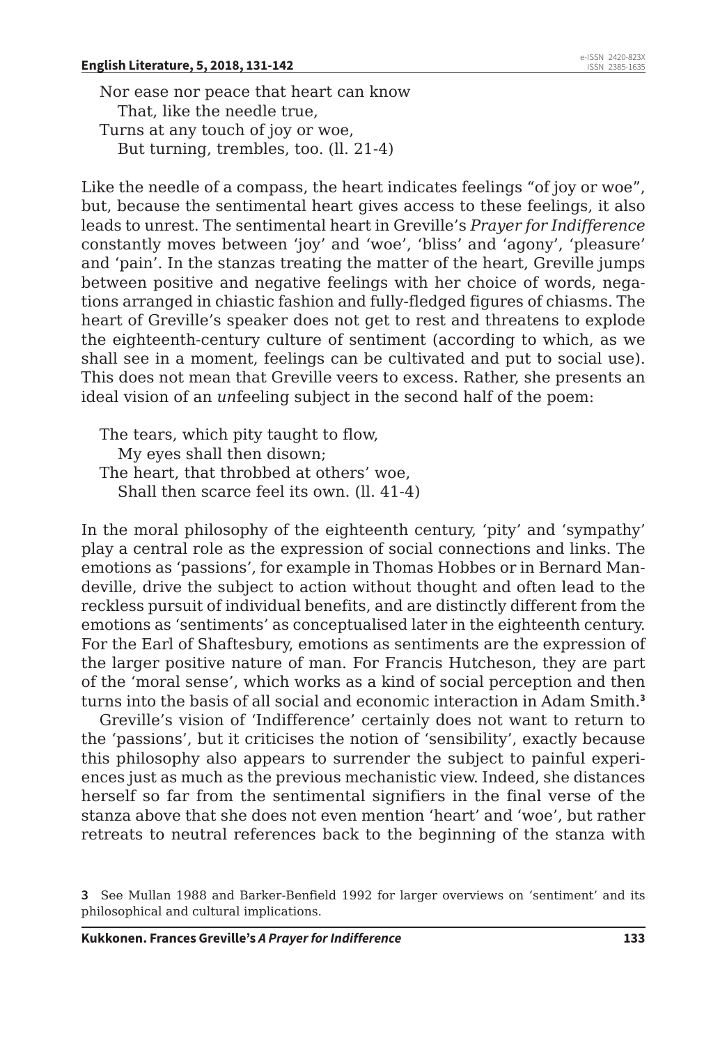Nor ease nor peace that heart can know
That, like the needle true,
Turns at any touch of joy or woe,
But turning, trembles, too. (ll. 21-4)

Like the needle of a compass, the heart indicates feelings "of joy or woe", but, because the sentimental heart gives access to these feelings, it also leads to unrest. The sentimental heart in Greville's *Prayer for Indifference* constantly moves between 'joy' and 'woe', 'bliss' and 'agony', 'pleasure' and 'pain'. In the stanzas treating the matter of the heart, Greville jumps between positive and negative feelings with her choice of words, negations arranged in chiastic fashion and fully-fledged figures of chiasms. The heart of Greville's speaker does not get to rest and threatens to explode the eighteenth-century culture of sentiment (according to which, as we shall see in a moment, feelings can be cultivated and put to social use). This does not mean that Greville veers to excess. Rather, she presents an ideal vision of an *un*feeling subject in the second half of the poem:

The tears, which pity taught to flow,
My eyes shall then disown;
The heart, that throbbed at others' woe,
Shall then scarce feel its own. (ll. 41-4)

In the moral philosophy of the eighteenth century, 'pity' and 'sympathy' play a central role as the expression of social connections and links. The emotions as 'passions', for example in Thomas Hobbes or in Bernard Mandeville, drive the subject to action without thought and often lead to the reckless pursuit of individual benefits, and are distinctly different from the emotions as 'sentiments' as conceptualised later in the eighteenth century. For the Earl of Shaftesbury, emotions as sentiments are the expression of the larger positive nature of man. For Francis Hutcheson, they are part of the 'moral sense', which works as a kind of social perception and then turns into the basis of all social and economic interaction in Adam Smith.[3]

Greville's vision of 'Indifference' certainly does not want to return to the 'passions', but it criticises the notion of 'sensibility', exactly because this philosophy also appears to surrender the subject to painful experiences just as much as the previous mechanistic view. Indeed, she distances herself so far from the sentimental signifiers in the final verse of the stanza above that she does not even mention 'heart' and 'woe', but rather retreats to neutral references back to the beginning of the stanza with

3 See Mullan 1988 and Barker-Benfield 1992 for larger overviews on 'sentiment' and its philosophical and cultural implications.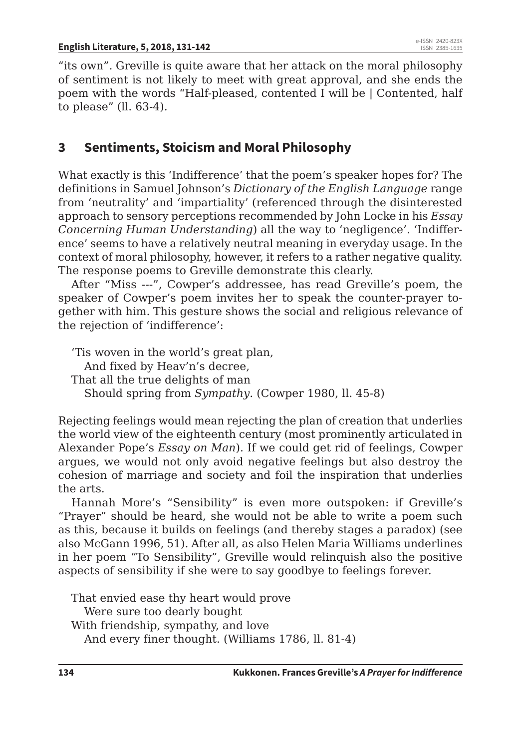"its own". Greville is quite aware that her attack on the moral philosophy of sentiment is not likely to meet with great approval, and she ends the poem with the words "Half-pleased, contented I will be | Contented, half to please" (ll. 63-4).

## 3 Sentiments, Stoicism and Moral Philosophy

What exactly is this 'Indifference' that the poem's speaker hopes for? The definitions in Samuel Johnson's *Dictionary of the English Language* range from 'neutrality' and 'impartiality' (referenced through the disinterested approach to sensory perceptions recommended by John Locke in his *Essay Concerning Human Understanding*) all the way to 'negligence'. 'Indifference' seems to have a relatively neutral meaning in everyday usage. In the context of moral philosophy, however, it refers to a rather negative quality. The response poems to Greville demonstrate this clearly.

After "Miss ---", Cowper's addressee, has read Greville's poem, the speaker of Cowper's poem invites her to speak the counter-prayer together with him. This gesture shows the social and religious relevance of the rejection of 'indifference':

> 'Tis woven in the world's great plan,
> And fixed by Heav'n's decree,
> That all the true delights of man
> Should spring from *Sympathy*. (Cowper 1980, ll. 45-8)

Rejecting feelings would mean rejecting the plan of creation that underlies the world view of the eighteenth century (most prominently articulated in Alexander Pope's *Essay on Man*). If we could get rid of feelings, Cowper argues, we would not only avoid negative feelings but also destroy the cohesion of marriage and society and foil the inspiration that underlies the arts.

Hannah More's "Sensibility" is even more outspoken: if Greville's "Prayer" should be heard, she would not be able to write a poem such as this, because it builds on feelings (and thereby stages a paradox) (see also McGann 1996, 51). After all, as also Helen Maria Williams underlines in her poem "To Sensibility", Greville would relinquish also the positive aspects of sensibility if she were to say goodbye to feelings forever.

> That envied ease thy heart would prove
> Were sure too dearly bought
> With friendship, sympathy, and love
> And every finer thought. (Williams 1786, ll. 81-4)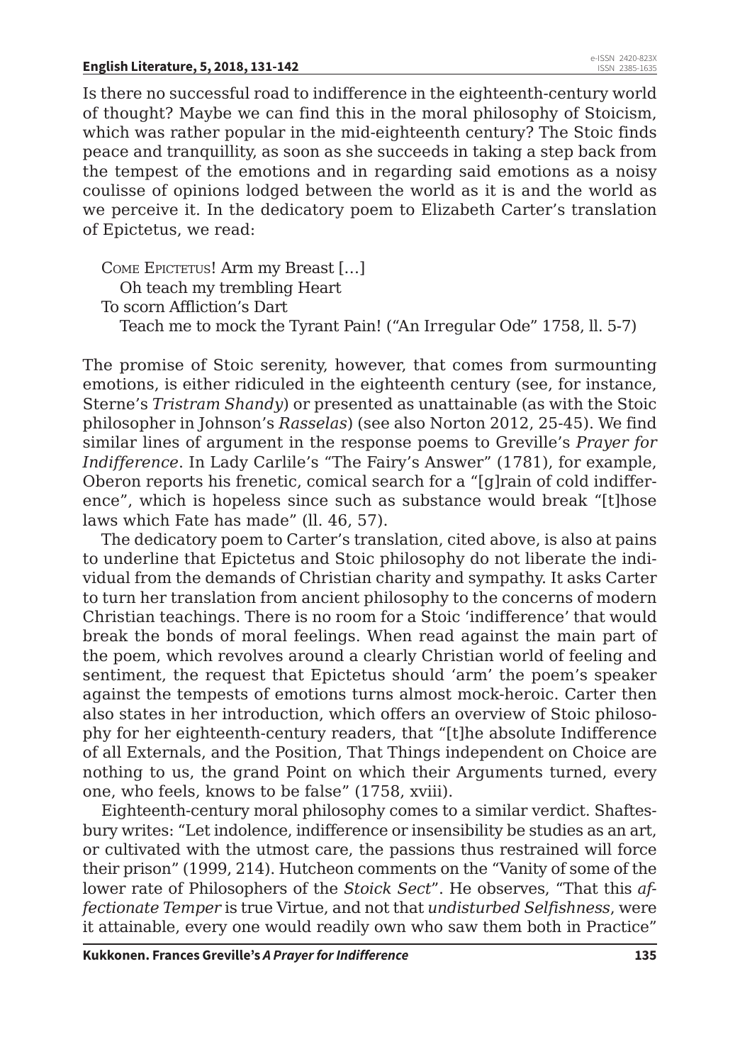Is there no successful road to indifference in the eighteenth-century world of thought? Maybe we can find this in the moral philosophy of Stoicism, which was rather popular in the mid-eighteenth century? The Stoic finds peace and tranquillity, as soon as she succeeds in taking a step back from the tempest of the emotions and in regarding said emotions as a noisy coulisse of opinions lodged between the world as it is and the world as we perceive it. In the dedicatory poem to Elizabeth Carter's translation of Epictetus, we read:

> Come Epictetus! Arm my Breast […]
> Oh teach my trembling Heart
> To scorn Affliction's Dart
> Teach me to mock the Tyrant Pain! ("An Irregular Ode" 1758, ll. 5-7)

The promise of Stoic serenity, however, that comes from surmounting emotions, is either ridiculed in the eighteenth century (see, for instance, Sterne's *Tristram Shandy*) or presented as unattainable (as with the Stoic philosopher in Johnson's *Rasselas*) (see also Norton 2012, 25-45). We find similar lines of argument in the response poems to Greville's *Prayer for Indifference*. In Lady Carlile's "The Fairy's Answer" (1781), for example, Oberon reports his frenetic, comical search for a "[g]rain of cold indifference", which is hopeless since such as substance would break "[t]hose laws which Fate has made" (ll. 46, 57).

The dedicatory poem to Carter's translation, cited above, is also at pains to underline that Epictetus and Stoic philosophy do not liberate the individual from the demands of Christian charity and sympathy. It asks Carter to turn her translation from ancient philosophy to the concerns of modern Christian teachings. There is no room for a Stoic 'indifference' that would break the bonds of moral feelings. When read against the main part of the poem, which revolves around a clearly Christian world of feeling and sentiment, the request that Epictetus should 'arm' the poem's speaker against the tempests of emotions turns almost mock-heroic. Carter then also states in her introduction, which offers an overview of Stoic philosophy for her eighteenth-century readers, that "[t]he absolute Indifference of all Externals, and the Position, That Things independent on Choice are nothing to us, the grand Point on which their Arguments turned, every one, who feels, knows to be false" (1758, xviii).

Eighteenth-century moral philosophy comes to a similar verdict. Shaftesbury writes: "Let indolence, indifference or insensibility be studies as an art, or cultivated with the utmost care, the passions thus restrained will force their prison" (1999, 214). Hutcheon comments on the "Vanity of some of the lower rate of Philosophers of the *Stoick Sect*". He observes, "That this *affectionate Temper* is true Virtue, and not that *undisturbed Selfishness*, were it attainable, every one would readily own who saw them both in Practice"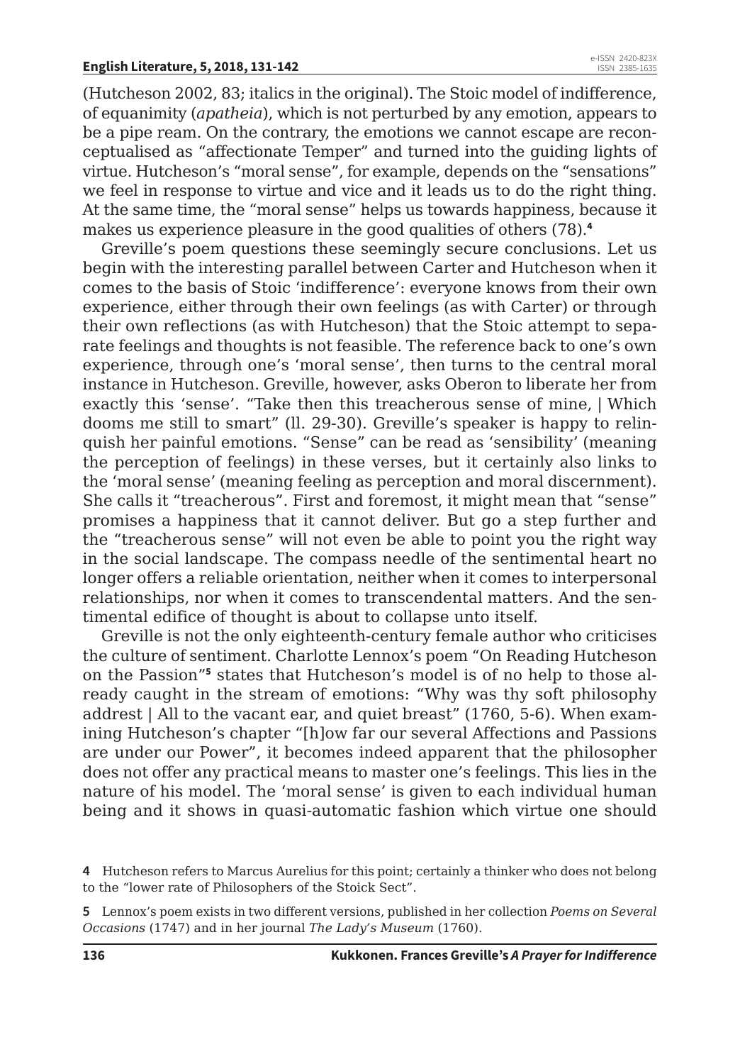(Hutcheson 2002, 83; italics in the original). The Stoic model of indifference, of equanimity (*apatheia*), which is not perturbed by any emotion, appears to be a pipe ream. On the contrary, the emotions we cannot escape are reconceptualised as "affectionate Temper" and turned into the guiding lights of virtue. Hutcheson's "moral sense", for example, depends on the "sensations" we feel in response to virtue and vice and it leads us to do the right thing. At the same time, the "moral sense" helps us towards happiness, because it makes us experience pleasure in the good qualities of others (78).[4]

Greville's poem questions these seemingly secure conclusions. Let us begin with the interesting parallel between Carter and Hutcheson when it comes to the basis of Stoic 'indifference': everyone knows from their own experience, either through their own feelings (as with Carter) or through their own reflections (as with Hutcheson) that the Stoic attempt to separate feelings and thoughts is not feasible. The reference back to one's own experience, through one's 'moral sense', then turns to the central moral instance in Hutcheson. Greville, however, asks Oberon to liberate her from exactly this 'sense'. "Take then this treacherous sense of mine, | Which dooms me still to smart" (ll. 29-30). Greville's speaker is happy to relinquish her painful emotions. "Sense" can be read as 'sensibility' (meaning the perception of feelings) in these verses, but it certainly also links to the 'moral sense' (meaning feeling as perception and moral discernment). She calls it "treacherous". First and foremost, it might mean that "sense" promises a happiness that it cannot deliver. But go a step further and the "treacherous sense" will not even be able to point you the right way in the social landscape. The compass needle of the sentimental heart no longer offers a reliable orientation, neither when it comes to interpersonal relationships, nor when it comes to transcendental matters. And the sentimental edifice of thought is about to collapse unto itself.

Greville is not the only eighteenth-century female author who criticises the culture of sentiment. Charlotte Lennox's poem "On Reading Hutcheson on the Passion"[5] states that Hutcheson's model is of no help to those already caught in the stream of emotions: "Why was thy soft philosophy addrest | All to the vacant ear, and quiet breast" (1760, 5-6). When examining Hutcheson's chapter "[h]ow far our several Affections and Passions are under our Power", it becomes indeed apparent that the philosopher does not offer any practical means to master one's feelings. This lies in the nature of his model. The 'moral sense' is given to each individual human being and it shows in quasi-automatic fashion which virtue one should

4 Hutcheson refers to Marcus Aurelius for this point; certainly a thinker who does not belong to the "lower rate of Philosophers of the Stoick Sect".

5 Lennox's poem exists in two different versions, published in her collection *Poems on Several Occasions* (1747) and in her journal *The Lady's Museum* (1760).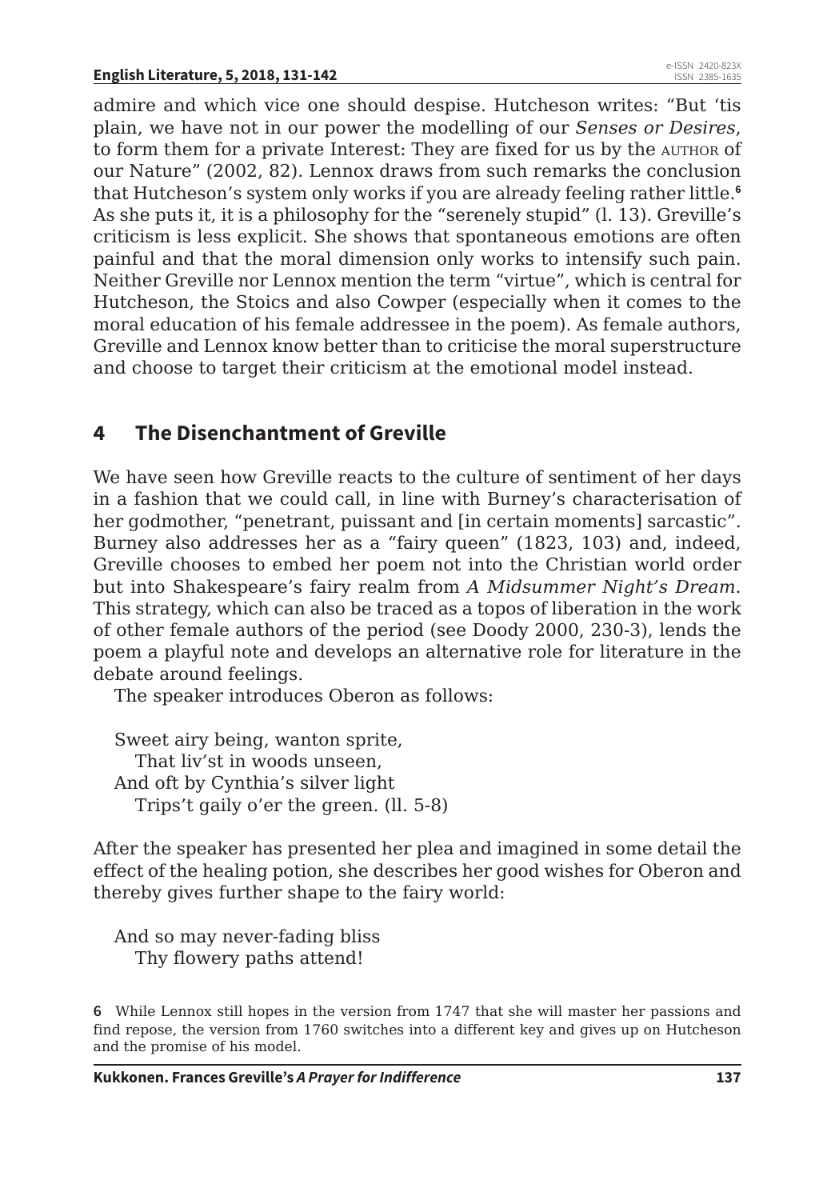admire and which vice one should despise. Hutcheson writes: "But 'tis plain, we have not in our power the modelling of our *Senses or Desires*, to form them for a private Interest: They are fixed for us by the AUTHOR of our Nature" (2002, 82). Lennox draws from such remarks the conclusion that Hutcheson's system only works if you are already feeling rather little.[6] As she puts it, it is a philosophy for the "serenely stupid" (l. 13). Greville's criticism is less explicit. She shows that spontaneous emotions are often painful and that the moral dimension only works to intensify such pain. Neither Greville nor Lennox mention the term "virtue", which is central for Hutcheson, the Stoics and also Cowper (especially when it comes to the moral education of his female addressee in the poem). As female authors, Greville and Lennox know better than to criticise the moral superstructure and choose to target their criticism at the emotional model instead.

## 4 The Disenchantment of Greville

We have seen how Greville reacts to the culture of sentiment of her days in a fashion that we could call, in line with Burney's characterisation of her godmother, "penetrant, puissant and [in certain moments] sarcastic". Burney also addresses her as a "fairy queen" (1823, 103) and, indeed, Greville chooses to embed her poem not into the Christian world order but into Shakespeare's fairy realm from *A Midsummer Night's Dream*. This strategy, which can also be traced as a topos of liberation in the work of other female authors of the period (see Doody 2000, 230-3), lends the poem a playful note and develops an alternative role for literature in the debate around feelings.

The speaker introduces Oberon as follows:

> Sweet airy being, wanton sprite,
> That liv'st in woods unseen,
> And oft by Cynthia's silver light
> Trips't gaily o'er the green. (ll. 5-8)

After the speaker has presented her plea and imagined in some detail the effect of the healing potion, she describes her good wishes for Oberon and thereby gives further shape to the fairy world:

> And so may never-fading bliss
> Thy flowery paths attend!

6 While Lennox still hopes in the version from 1747 that she will master her passions and find repose, the version from 1760 switches into a different key and gives up on Hutcheson and the promise of his model.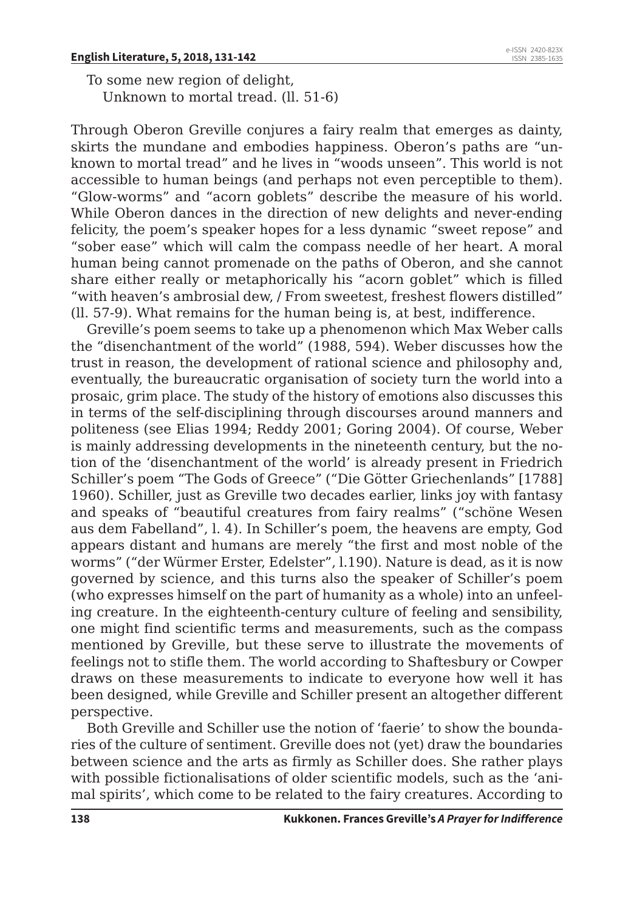To some new region of delight,
  Unknown to mortal tread. (ll. 51-6)

Through Oberon Greville conjures a fairy realm that emerges as dainty, skirts the mundane and embodies happiness. Oberon's paths are "unknown to mortal tread" and he lives in "woods unseen". This world is not accessible to human beings (and perhaps not even perceptible to them). "Glow-worms" and "acorn goblets" describe the measure of his world. While Oberon dances in the direction of new delights and never-ending felicity, the poem's speaker hopes for a less dynamic "sweet repose" and "sober ease" which will calm the compass needle of her heart. A moral human being cannot promenade on the paths of Oberon, and she cannot share either really or metaphorically his "acorn goblet" which is filled "with heaven's ambrosial dew, / From sweetest, freshest flowers distilled" (ll. 57-9). What remains for the human being is, at best, indifference.

Greville's poem seems to take up a phenomenon which Max Weber calls the "disenchantment of the world" (1988, 594). Weber discusses how the trust in reason, the development of rational science and philosophy and, eventually, the bureaucratic organisation of society turn the world into a prosaic, grim place. The study of the history of emotions also discusses this in terms of the self-disciplining through discourses around manners and politeness (see Elias 1994; Reddy 2001; Goring 2004). Of course, Weber is mainly addressing developments in the nineteenth century, but the notion of the 'disenchantment of the world' is already present in Friedrich Schiller's poem "The Gods of Greece" ("Die Götter Griechenlands" [1788] 1960). Schiller, just as Greville two decades earlier, links joy with fantasy and speaks of "beautiful creatures from fairy realms" ("schöne Wesen aus dem Fabelland", l. 4). In Schiller's poem, the heavens are empty, God appears distant and humans are merely "the first and most noble of the worms" ("der Würmer Erster, Edelster", l.190). Nature is dead, as it is now governed by science, and this turns also the speaker of Schiller's poem (who expresses himself on the part of humanity as a whole) into an unfeeling creature. In the eighteenth-century culture of feeling and sensibility, one might find scientific terms and measurements, such as the compass mentioned by Greville, but these serve to illustrate the movements of feelings not to stifle them. The world according to Shaftesbury or Cowper draws on these measurements to indicate to everyone how well it has been designed, while Greville and Schiller present an altogether different perspective.

Both Greville and Schiller use the notion of 'faerie' to show the boundaries of the culture of sentiment. Greville does not (yet) draw the boundaries between science and the arts as firmly as Schiller does. She rather plays with possible fictionalisations of older scientific models, such as the 'animal spirits', which come to be related to the fairy creatures. According to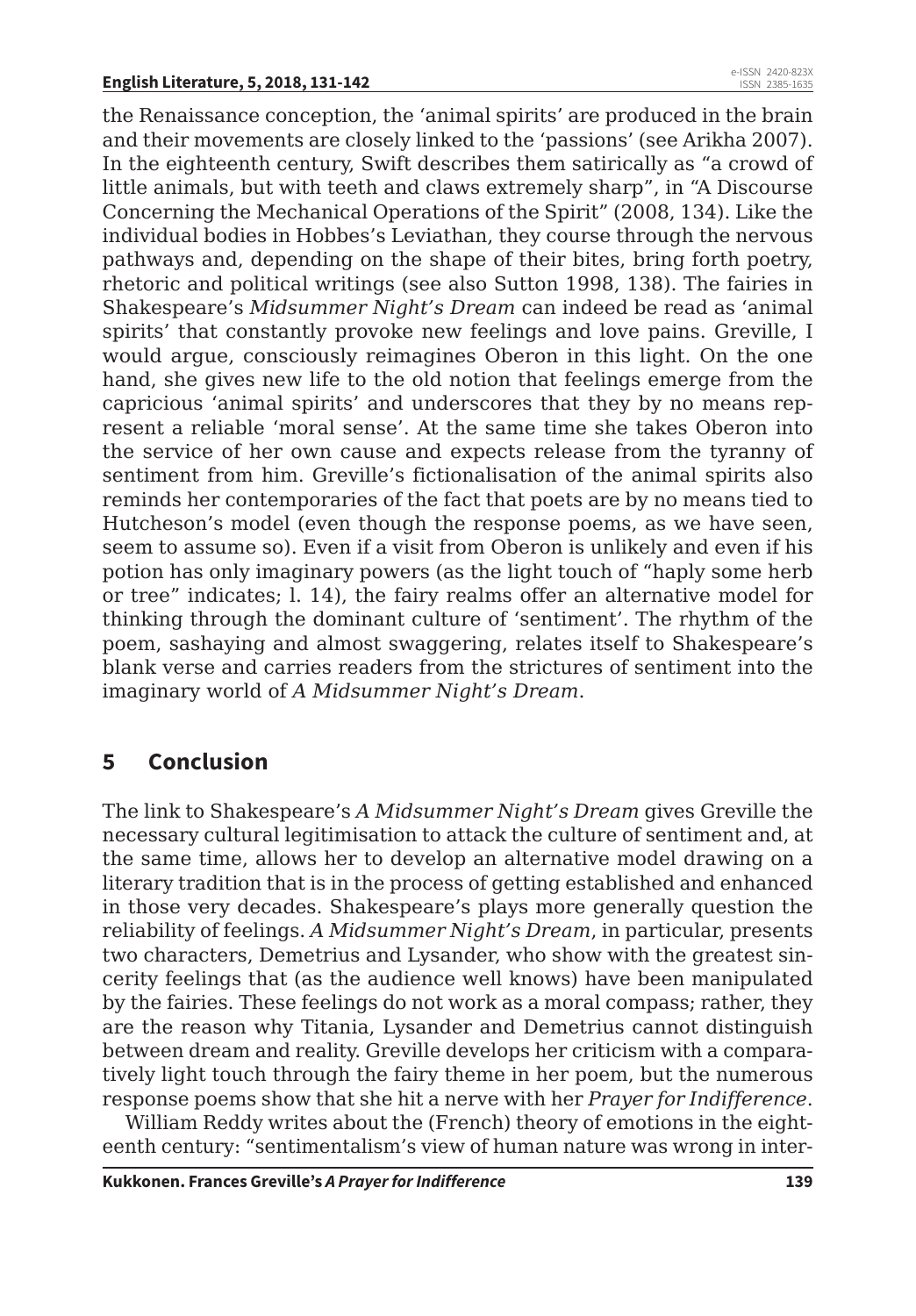the Renaissance conception, the 'animal spirits' are produced in the brain and their movements are closely linked to the 'passions' (see Arikha 2007). In the eighteenth century, Swift describes them satirically as "a crowd of little animals, but with teeth and claws extremely sharp", in "A Discourse Concerning the Mechanical Operations of the Spirit" (2008, 134). Like the individual bodies in Hobbes's Leviathan, they course through the nervous pathways and, depending on the shape of their bites, bring forth poetry, rhetoric and political writings (see also Sutton 1998, 138). The fairies in Shakespeare's *Midsummer Night's Dream* can indeed be read as 'animal spirits' that constantly provoke new feelings and love pains. Greville, I would argue, consciously reimagines Oberon in this light. On the one hand, she gives new life to the old notion that feelings emerge from the capricious 'animal spirits' and underscores that they by no means represent a reliable 'moral sense'. At the same time she takes Oberon into the service of her own cause and expects release from the tyranny of sentiment from him. Greville's fictionalisation of the animal spirits also reminds her contemporaries of the fact that poets are by no means tied to Hutcheson's model (even though the response poems, as we have seen, seem to assume so). Even if a visit from Oberon is unlikely and even if his potion has only imaginary powers (as the light touch of "haply some herb or tree" indicates; l. 14), the fairy realms offer an alternative model for thinking through the dominant culture of 'sentiment'. The rhythm of the poem, sashaying and almost swaggering, relates itself to Shakespeare's blank verse and carries readers from the strictures of sentiment into the imaginary world of *A Midsummer Night's Dream*.

## 5 Conclusion

The link to Shakespeare's *A Midsummer Night's Dream* gives Greville the necessary cultural legitimisation to attack the culture of sentiment and, at the same time, allows her to develop an alternative model drawing on a literary tradition that is in the process of getting established and enhanced in those very decades. Shakespeare's plays more generally question the reliability of feelings. *A Midsummer Night's Dream*, in particular, presents two characters, Demetrius and Lysander, who show with the greatest sincerity feelings that (as the audience well knows) have been manipulated by the fairies. These feelings do not work as a moral compass; rather, they are the reason why Titania, Lysander and Demetrius cannot distinguish between dream and reality. Greville develops her criticism with a comparatively light touch through the fairy theme in her poem, but the numerous response poems show that she hit a nerve with her *Prayer for Indifference*.

William Reddy writes about the (French) theory of emotions in the eighteenth century: "sentimentalism's view of human nature was wrong in inter-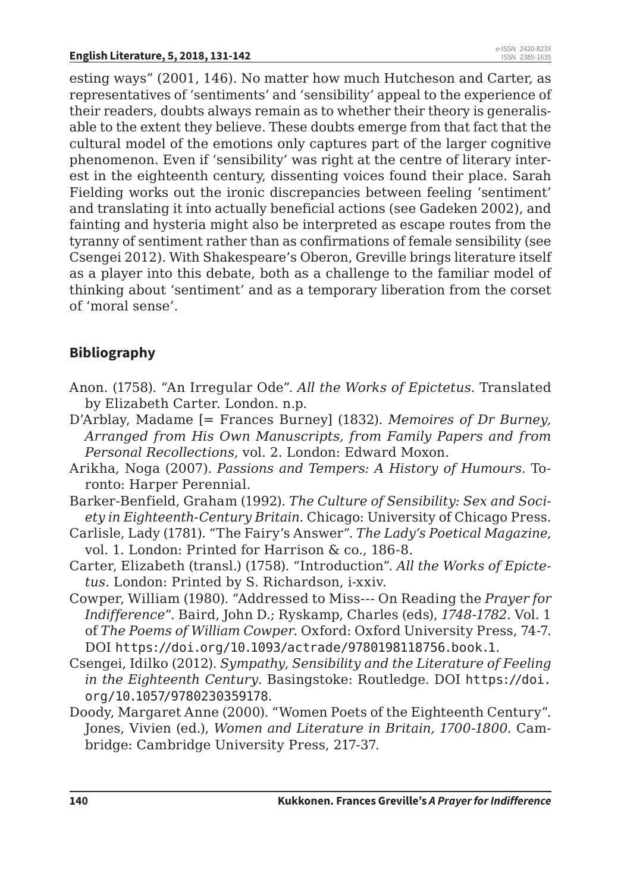esting ways" (2001, 146). No matter how much Hutcheson and Carter, as representatives of 'sentiments' and 'sensibility' appeal to the experience of their readers, doubts always remain as to whether their theory is generalisable to the extent they believe. These doubts emerge from that fact that the cultural model of the emotions only captures part of the larger cognitive phenomenon. Even if 'sensibility' was right at the centre of literary interest in the eighteenth century, dissenting voices found their place. Sarah Fielding works out the ironic discrepancies between feeling 'sentiment' and translating it into actually beneficial actions (see Gadeken 2002), and fainting and hysteria might also be interpreted as escape routes from the tyranny of sentiment rather than as confirmations of female sensibility (see Csengei 2012). With Shakespeare's Oberon, Greville brings literature itself as a player into this debate, both as a challenge to the familiar model of thinking about 'sentiment' and as a temporary liberation from the corset of 'moral sense'.

## Bibliography

Anon. (1758). "An Irregular Ode". *All the Works of Epictetus*. Translated by Elizabeth Carter. London. n.p.

D'Arblay, Madame [= Frances Burney] (1832). *Memoires of Dr Burney, Arranged from His Own Manuscripts, from Family Papers and from Personal Recollections*, vol. 2. London: Edward Moxon.

Arikha, Noga (2007). *Passions and Tempers: A History of Humours*. Toronto: Harper Perennial.

Barker-Benfield, Graham (1992). *The Culture of Sensibility: Sex and Society in Eighteenth-Century Britain*. Chicago: University of Chicago Press.

Carlisle, Lady (1781). "The Fairy's Answer". *The Lady's Poetical Magazine*, vol. 1. London: Printed for Harrison & co., 186-8.

Carter, Elizabeth (transl.) (1758). "Introduction". *All the Works of Epictetus*. London: Printed by S. Richardson, i-xxiv.

Cowper, William (1980). "Addressed to Miss--- On Reading the *Prayer for Indifference*". Baird, John D.; Ryskamp, Charles (eds), *1748-1782*. Vol. 1 of *The Poems of William Cowper*. Oxford: Oxford University Press, 74-7. DOI https://doi.org/10.1093/actrade/9780198118756.book.1.

Csengei, Idilko (2012). *Sympathy, Sensibility and the Literature of Feeling in the Eighteenth Century*. Basingstoke: Routledge. DOI https://doi.org/10.1057/9780230359178.

Doody, Margaret Anne (2000). "Women Poets of the Eighteenth Century". Jones, Vivien (ed.), *Women and Literature in Britain, 1700-1800*. Cambridge: Cambridge University Press, 217-37.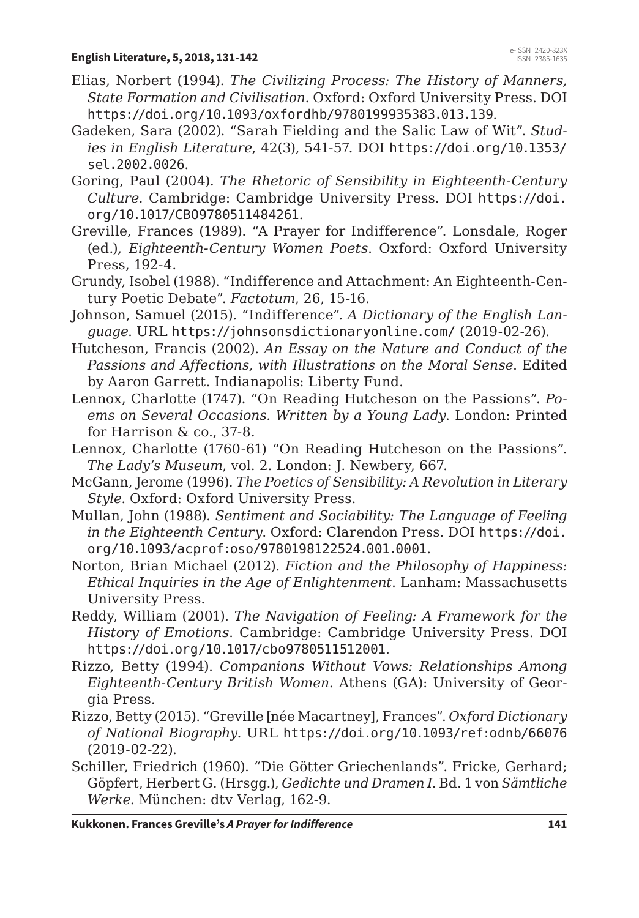Elias, Norbert (1994). *The Civilizing Process: The History of Manners, State Formation and Civilisation*. Oxford: Oxford University Press. DOI https://doi.org/10.1093/oxfordhb/9780199935383.013.139.

Gadeken, Sara (2002). "Sarah Fielding and the Salic Law of Wit". *Studies in English Literature*, 42(3), 541-57. DOI https://doi.org/10.1353/sel.2002.0026.

Goring, Paul (2004). *The Rhetoric of Sensibility in Eighteenth-Century Culture*. Cambridge: Cambridge University Press. DOI https://doi.org/10.1017/CBO9780511484261.

Greville, Frances (1989). "A Prayer for Indifference". Lonsdale, Roger (ed.), *Eighteenth-Century Women Poets*. Oxford: Oxford University Press, 192-4.

Grundy, Isobel (1988). "Indifference and Attachment: An Eighteenth-Century Poetic Debate". *Factotum*, 26, 15-16.

Johnson, Samuel (2015). "Indifference". *A Dictionary of the English Language*. URL https://johnsonsdictionaryonline.com/ (2019-02-26).

Hutcheson, Francis (2002). *An Essay on the Nature and Conduct of the Passions and Affections, with Illustrations on the Moral Sense*. Edited by Aaron Garrett. Indianapolis: Liberty Fund.

Lennox, Charlotte (1747). "On Reading Hutcheson on the Passions". *Poems on Several Occasions. Written by a Young Lady*. London: Printed for Harrison & co., 37-8.

Lennox, Charlotte (1760-61) "On Reading Hutcheson on the Passions". *The Lady's Museum*, vol. 2. London: J. Newbery, 667.

McGann, Jerome (1996). *The Poetics of Sensibility: A Revolution in Literary Style*. Oxford: Oxford University Press.

Mullan, John (1988). *Sentiment and Sociability: The Language of Feeling in the Eighteenth Century*. Oxford: Clarendon Press. DOI https://doi.org/10.1093/acprof:oso/9780198122524.001.0001.

Norton, Brian Michael (2012). *Fiction and the Philosophy of Happiness: Ethical Inquiries in the Age of Enlightenment*. Lanham: Massachusetts University Press.

Reddy, William (2001). *The Navigation of Feeling: A Framework for the History of Emotions*. Cambridge: Cambridge University Press. DOI https://doi.org/10.1017/cbo9780511512001.

Rizzo, Betty (1994). *Companions Without Vows: Relationships Among Eighteenth-Century British Women*. Athens (GA): University of Georgia Press.

Rizzo, Betty (2015). "Greville [née Macartney], Frances". *Oxford Dictionary of National Biography*. URL https://doi.org/10.1093/ref:odnb/66076 (2019-02-22).

Schiller, Friedrich (1960). "Die Götter Griechenlands". Fricke, Gerhard; Göpfert, Herbert G. (Hrsgg.), *Gedichte und Dramen I*. Bd. 1 von *Sämtliche Werke*. München: dtv Verlag, 162-9.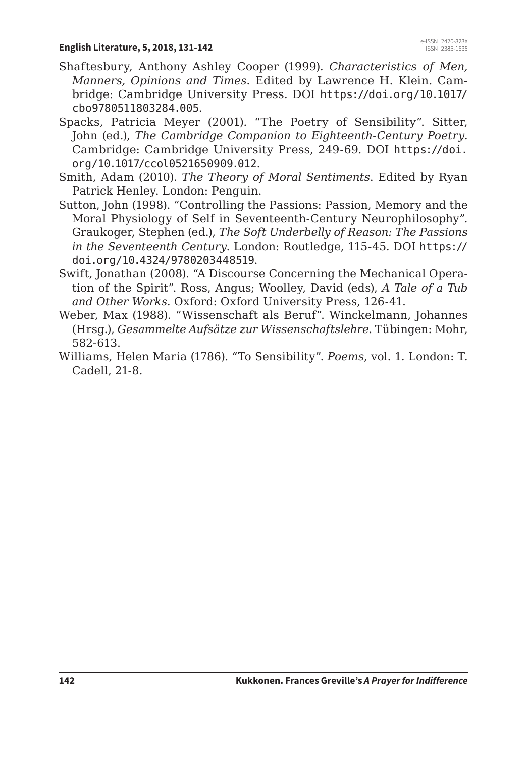Shaftesbury, Anthony Ashley Cooper (1999). *Characteristics of Men, Manners, Opinions and Times*. Edited by Lawrence H. Klein. Cambridge: Cambridge University Press. DOI https://doi.org/10.1017/cbo9780511803284.005.

Spacks, Patricia Meyer (2001). "The Poetry of Sensibility". Sitter, John (ed.), *The Cambridge Companion to Eighteenth-Century Poetry*. Cambridge: Cambridge University Press, 249-69. DOI https://doi.org/10.1017/ccol0521650909.012.

Smith, Adam (2010). *The Theory of Moral Sentiments*. Edited by Ryan Patrick Henley. London: Penguin.

Sutton, John (1998). "Controlling the Passions: Passion, Memory and the Moral Physiology of Self in Seventeenth-Century Neurophilosophy". Graukoger, Stephen (ed.), *The Soft Underbelly of Reason: The Passions in the Seventeenth Century*. London: Routledge, 115-45. DOI https://doi.org/10.4324/9780203448519.

Swift, Jonathan (2008). "A Discourse Concerning the Mechanical Operation of the Spirit". Ross, Angus; Woolley, David (eds), *A Tale of a Tub and Other Works*. Oxford: Oxford University Press, 126-41.

Weber, Max (1988). "Wissenschaft als Beruf". Winckelmann, Johannes (Hrsg.), *Gesammelte Aufsätze zur Wissenschaftslehre*. Tübingen: Mohr, 582-613.

Williams, Helen Maria (1786). "To Sensibility". *Poems*, vol. 1. London: T. Cadell, 21-8.